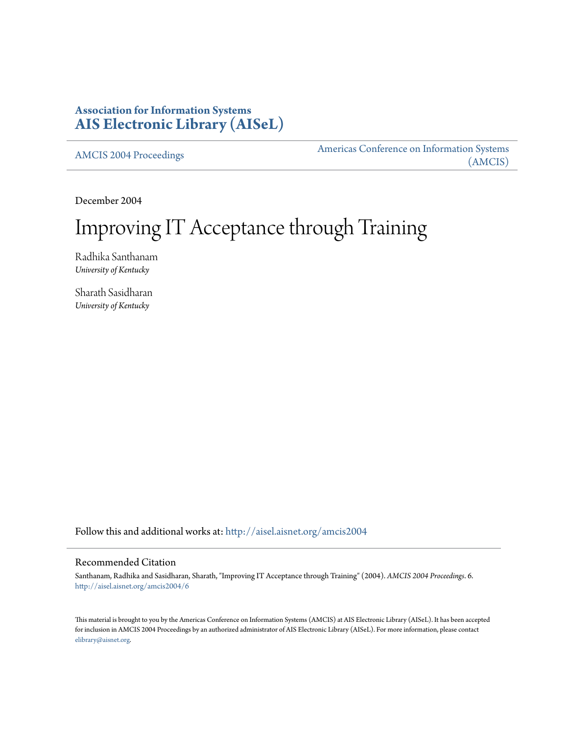**Association for Information Systems**
**AIS Electronic Library (AISeL)**

AMCIS 2004 Proceedings | Americas Conference on Information Systems (AMCIS)

December 2004

# Improving IT Acceptance through Training

Radhika Santhanam
*University of Kentucky*

Sharath Sasidharan
*University of Kentucky*

Follow this and additional works at: http://aisel.aisnet.org/amcis2004

## Recommended Citation

Santhanam, Radhika and Sasidharan, Sharath, "Improving IT Acceptance through Training" (2004). *AMCIS 2004 Proceedings*. 6.
http://aisel.aisnet.org/amcis2004/6

This material is brought to you by the Americas Conference on Information Systems (AMCIS) at AIS Electronic Library (AISeL). It has been accepted for inclusion in AMCIS 2004 Proceedings by an authorized administrator of AIS Electronic Library (AISeL). For more information, please contact elibrary@aisnet.org.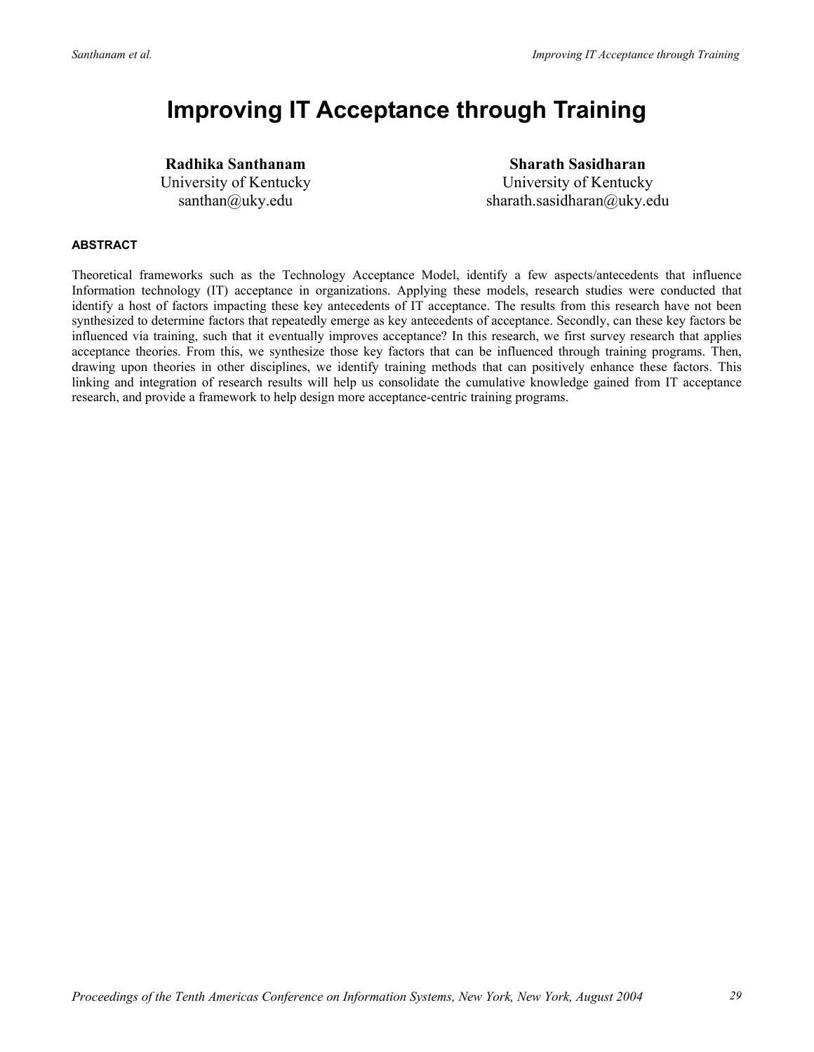# Improving IT Acceptance through Training

**Radhika Santhanam**
University of Kentucky
santhan@uky.edu

**Sharath Sasidharan**
University of Kentucky
sharath.sasidharan@uky.edu

#### ABSTRACT

Theoretical frameworks such as the Technology Acceptance Model, identify a few aspects/antecedents that influence Information technology (IT) acceptance in organizations. Applying these models, research studies were conducted that identify a host of factors impacting these key antecedents of IT acceptance. The results from this research have not been synthesized to determine factors that repeatedly emerge as key antecedents of acceptance. Secondly, can these key factors be influenced via training, such that it eventually improves acceptance? In this research, we first survey research that applies acceptance theories. From this, we synthesize those key factors that can be influenced through training programs. Then, drawing upon theories in other disciplines, we identify training methods that can positively enhance these factors. This linking and integration of research results will help us consolidate the cumulative knowledge gained from IT acceptance research, and provide a framework to help design more acceptance-centric training programs.